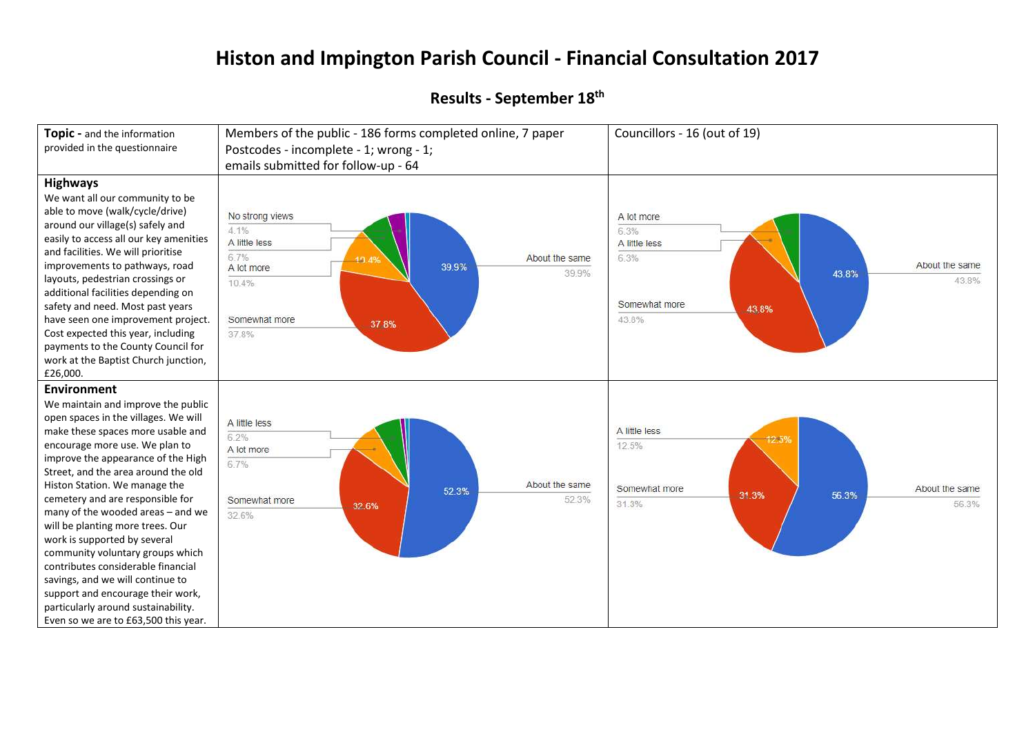# Histon and Impington Parish Council - Financial Consultation 2017

## Results - September 18th

| **Topic** - and the information provided in the questionnaire | Members of the public - 186 forms completed online, 7 paper<br>Postcodes - incomplete - 1; wrong - 1;<br>emails submitted for follow-up - 64 | Councillors - 16 (out of 19) |
|---|---|---|
| **Highways**<br>We want all our community to be able to move (walk/cycle/drive) around our village(s) safely and easily to access all our key amenities and facilities. We will prioritise improvements to pathways, road layouts, pedestrian crossings or additional facilities depending on safety and need. Most past years have seen one improvement project. Cost expected this year, including payments to the County Council for work at the Baptist Church junction, £26,000. | No strong views 4.1%<br>A little less 6.7%<br>A lot more 10.4%<br>Somewhat more 37.8%<br>About the same 39.9% | A lot more 6.3%<br>A little less 6.3%<br>Somewhat more 43.8%<br>About the same 43.8% |
| **Environment**<br>We maintain and improve the public open spaces in the villages. We will make these spaces more usable and encourage more use. We plan to improve the appearance of the High Street, and the area around the old Histon Station. We manage the cemetery and are responsible for many of the wooded areas – and we will be planting more trees. Our work is supported by several community voluntary groups which contributes considerable financial savings, and we will continue to support and encourage their work, particularly around sustainability. Even so we are to £63,500 this year. | A little less 6.2%<br>A lot more 6.7%<br>Somewhat more 32.6%<br>About the same 52.3% | A little less 12.5%<br>Somewhat more 31.3%<br>About the same 56.3% |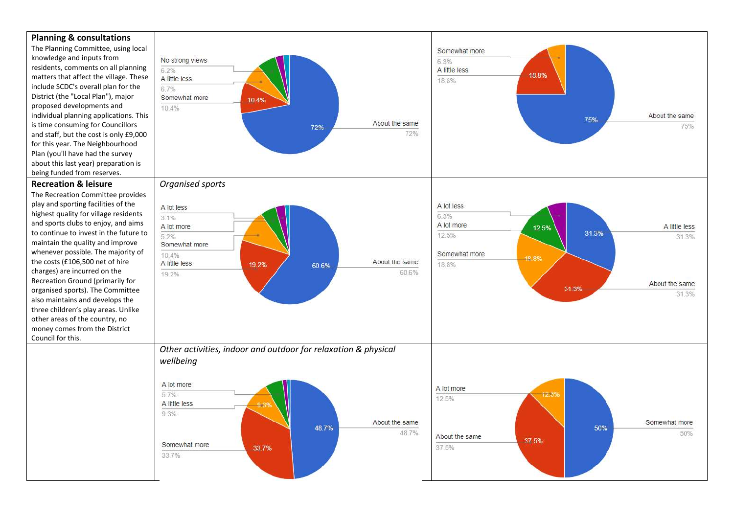### Planning & consultations

The Planning Committee, using local knowledge and inputs from residents, comments on all planning matters that affect the village. These include SCDC's overall plan for the District (the "Local Plan"), major proposed developments and individual planning applications. This is time consuming for Councillors and staff, but the cost is only £9,000 for this year. The Neighbourhood Plan (you'll have had the survey about this last year) preparation is being funded from reserves.

| Response | % |
| --- | --- |
| No strong views | 6.2% |
| A little less | 6.7% |
| Somewhat more | 10.4% |
| About the same | 72% |

| Response | % |
| --- | --- |
| Somewhat more | 6.3% |
| A little less | 18.8% |
| About the same | 75% |

### Recreation & leisure

The Recreation Committee provides play and sporting facilities of the highest quality for village residents and sports clubs to enjoy, and aims to continue to invest in the future to maintain the quality and improve whenever possible. The majority of the costs (£106,500 net of hire charges) are incurred on the Recreation Ground (primarily for organised sports). The Committee also maintains and develops the three children's play areas. Unlike other areas of the country, no money comes from the District Council for this.

*Organised sports*

| Response | % |
| --- | --- |
| A lot less | 3.1% |
| A lot more | 5.2% |
| Somewhat more | 10.4% |
| A little less | 19.2% |
| About the same | 60.6% |

| Response | % |
| --- | --- |
| A lot less | 6.3% |
| A lot more | 12.5% |
| Somewhat more | 18.8% |
| A little less | 31.3% |
| About the same | 31.3% |

*Other activities, indoor and outdoor for relaxation & physical wellbeing*

| Response | % |
| --- | --- |
| A lot more | 5.7% |
| A little less | 9.3% |
| Somewhat more | 33.7% |
| About the same | 48.7% |

| Response | % |
| --- | --- |
| A lot more | 12.5% |
| About the same | 37.5% |
| Somewhat more | 50% |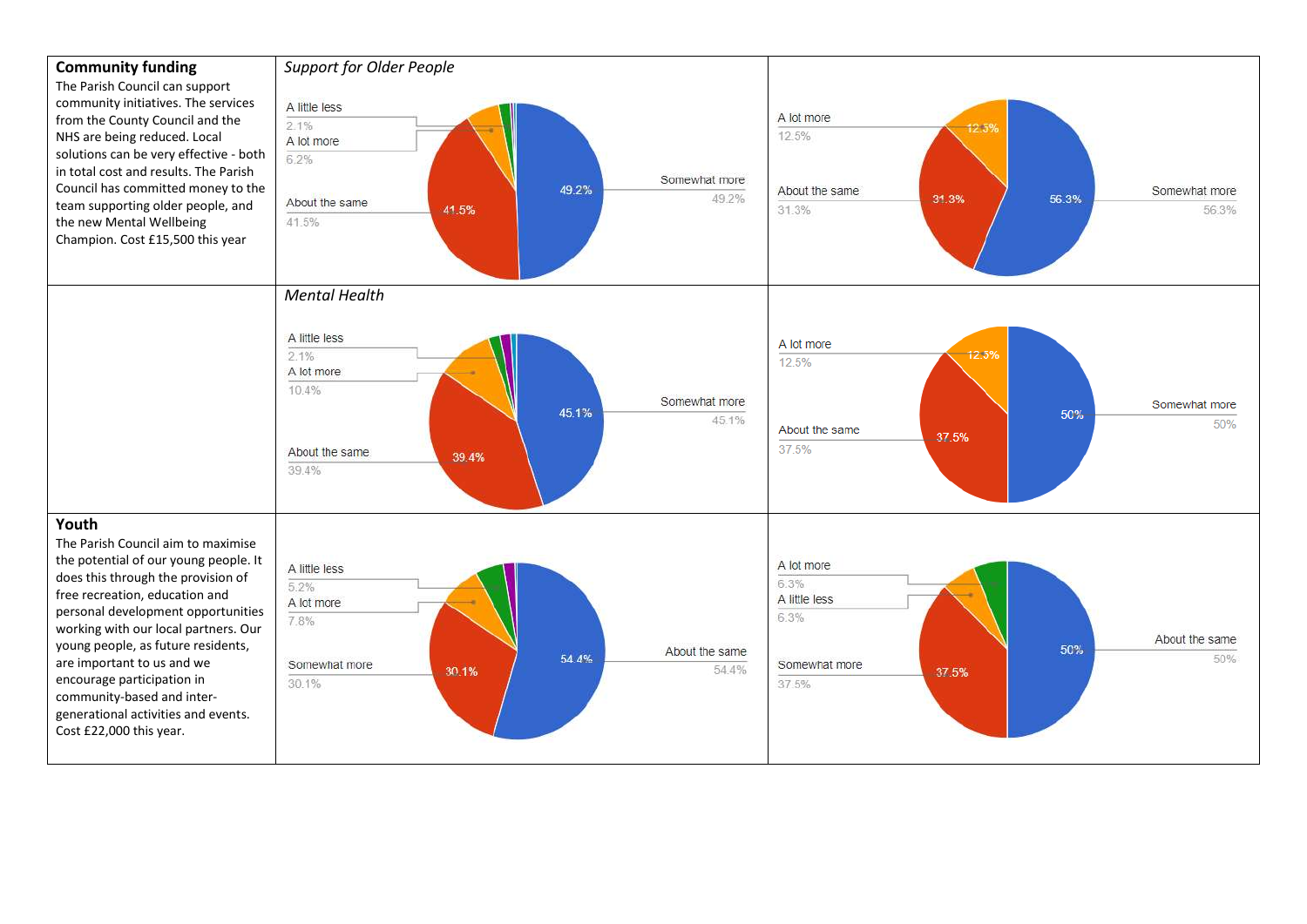| | | |
|---|---|---|
| **Community funding**<br>The Parish Council can support community initiatives. The services from the County Council and the NHS are being reduced. Local solutions can be very effective - both in total cost and results. The Parish Council has committed money to the team supporting older people, and the new Mental Wellbeing Champion. Cost £15,500 this year | *Support for Older People*<br>A little less 2.1%<br>A lot more 6.2%<br>About the same 41.5%<br>Somewhat more 49.2% | A lot more 12.5%<br>About the same 31.3%<br>Somewhat more 56.3% |
| | *Mental Health*<br>A little less 2.1%<br>A lot more 10.4%<br>About the same 39.4%<br>Somewhat more 45.1% | A lot more 12.5%<br>About the same 37.5%<br>Somewhat more 50% |
| **Youth**<br>The Parish Council aim to maximise the potential of our young people. It does this through the provision of free recreation, education and personal development opportunities working with our local partners. Our young people, as future residents, are important to us and we encourage participation in community-based and inter-generational activities and events. Cost £22,000 this year. | A little less 5.2%<br>A lot more 7.8%<br>Somewhat more 30.1%<br>About the same 54.4% | A lot more 6.3%<br>A little less 6.3%<br>Somewhat more 37.5%<br>About the same 50% |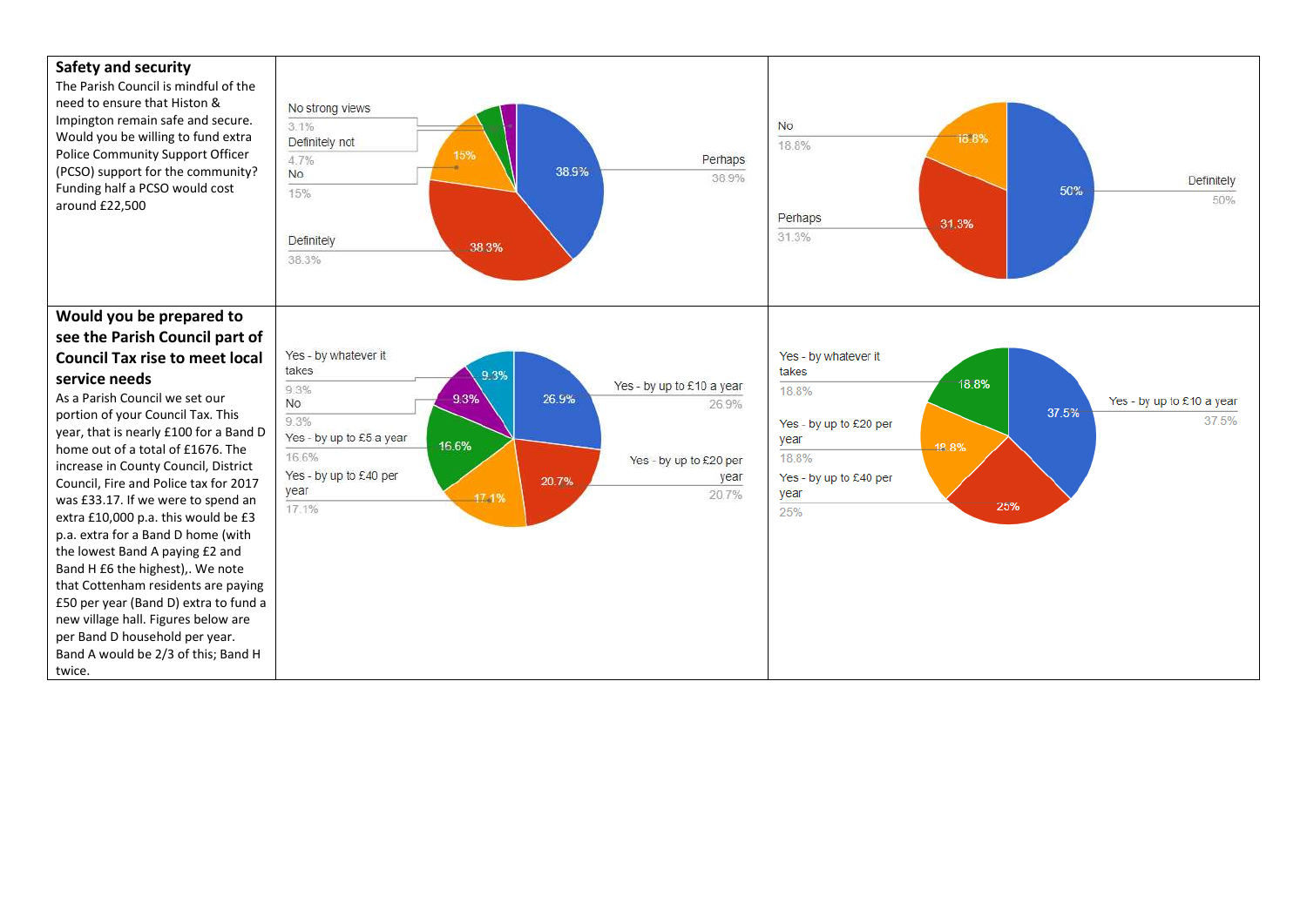## Safety and security

The Parish Council is mindful of the need to ensure that Histon & Impington remain safe and secure. Would you be willing to fund extra Police Community Support Officer (PCSO) support for the community? Funding half a PCSO would cost around £22,500

| Response | % |
|---|---|
| No strong views | 3.1% |
| Definitely not | 4.7% |
| No | 15% |
| Definitely | 38.3% |
| Perhaps | 38.9% |

| Response | % |
|---|---|
| No | 18.8% |
| Perhaps | 31.3% |
| Definitely | 50% |

## Would you be prepared to see the Parish Council part of Council Tax rise to meet local service needs

As a Parish Council we set our portion of your Council Tax. This year, that is nearly £100 for a Band D home out of a total of £1676. The increase in County Council, District Council, Fire and Police tax for 2017 was £33.17. If we were to spend an extra £10,000 p.a. this would be £3 p.a. extra for a Band D home (with the lowest Band A paying £2 and Band H £6 the highest),. We note that Cottenham residents are paying £50 per year (Band D) extra to fund a new village hall. Figures below are per Band D household per year. Band A would be 2/3 of this; Band H twice.

| Response | % |
|---|---|
| Yes - by whatever it takes | 9.3% |
| No | 9.3% |
| Yes - by up to £5 a year | 16.6% |
| Yes - by up to £40 per year | 17.1% |
| Yes - by up to £10 a year | 26.9% |
| Yes - by up to £20 per year | 20.7% |

| Response | % |
|---|---|
| Yes - by whatever it takes | 18.8% |
| Yes - by up to £20 per year | 18.8% |
| Yes - by up to £40 per year | 25% |
| Yes - by up to £10 a year | 37.5% |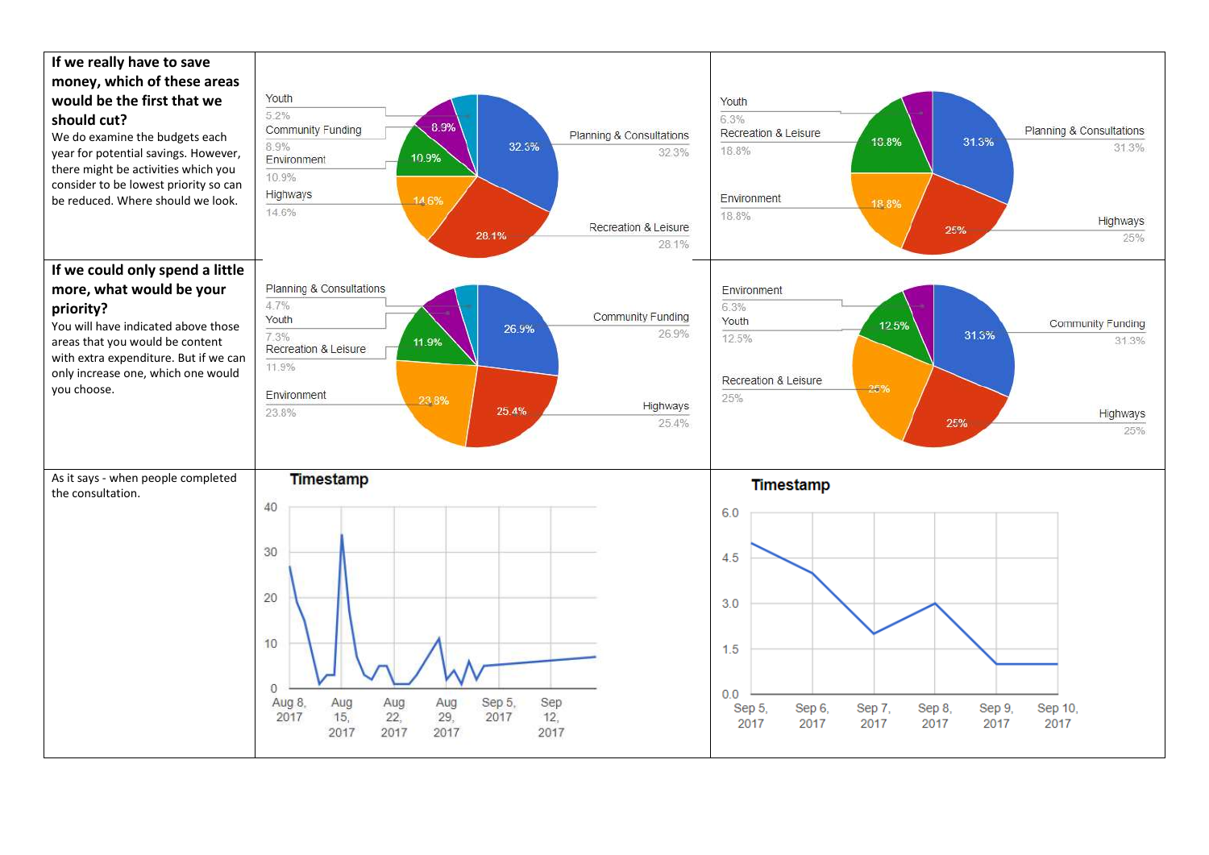| | | |
|---|---|---|
| **If we really have to save money, which of these areas would be the first that we should cut?** We do examine the budgets each year for potential savings. However, there might be activities which you consider to be lowest priority so can be reduced. Where should we look. | Youth 5.2%; Community Funding 8.9%; Environment 10.9%; Highways 14.6%; Planning & Consultations 32.3%; Recreation & Leisure 28.1% | Youth 6.3%; Recreation & Leisure 18.8%; Environment 18.8%; Planning & Consultations 31.3%; Highways 25% |
| **If we could only spend a little more, what would be your priority?** You will have indicated above those areas that you would be content with extra expenditure. But if we can only increase one, which one would you choose. | Planning & Consultations 4.7%; Youth 7.3%; Recreation & Leisure 11.9%; Environment 23.8%; Community Funding 26.9%; Highways 25.4% | Environment 6.3%; Youth 12.5%; Recreation & Leisure 25%; Community Funding 31.3%; Highways 25% |
| As it says - when people completed the consultation. | Timestamp (Aug 8, 2017 – Sep 12, 2017) | Timestamp (Sep 5, 2017 – Sep 10, 2017) |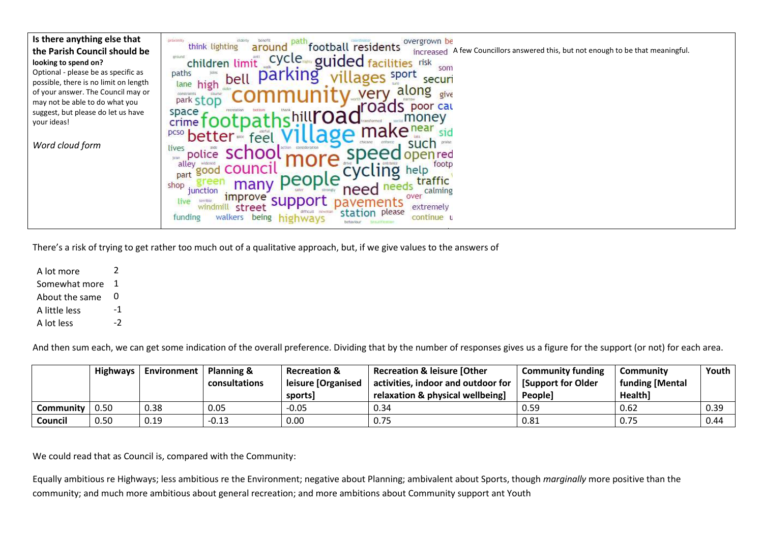| **Is there anything else that the Parish Council should be looking to spend on?** Optional - please be as specific as possible, there is no limit on length of your answer. The Council may or may not be able to do what you suggest, but please do let us have your ideas! *Word cloud form* | | A few Councillors answered this, but not enough to be that meaningful. |
|---|---|---|

There's a risk of trying to get rather too much out of a qualitative approach, but, if we give values to the answers of

| | |
|---|---|
| A lot more | 2 |
| Somewhat more | 1 |
| About the same | 0 |
| A little less | -1 |
| A lot less | -2 |

And then sum each, we can get some indication of the overall preference. Dividing that by the number of responses gives us a figure for the support (or not) for each area.

| | **Highways** | **Environment** | **Planning & consultations** | **Recreation & leisure [Organised sports]** | **Recreation & leisure [Other activities, indoor and outdoor for relaxation & physical wellbeing]** | **Community funding [Support for Older People]** | **Community funding [Mental Health]** | **Youth** |
|---|---|---|---|---|---|---|---|---|
| **Community** | 0.50 | 0.38 | 0.05 | -0.05 | 0.34 | 0.59 | 0.62 | 0.39 |
| **Council** | 0.50 | 0.19 | -0.13 | 0.00 | 0.75 | 0.81 | 0.75 | 0.44 |

We could read that as Council is, compared with the Community:

Equally ambitious re Highways; less ambitious re the Environment; negative about Planning; ambivalent about Sports, though *marginally* more positive than the community; and much more ambitious about general recreation; and more ambitions about Community support ant Youth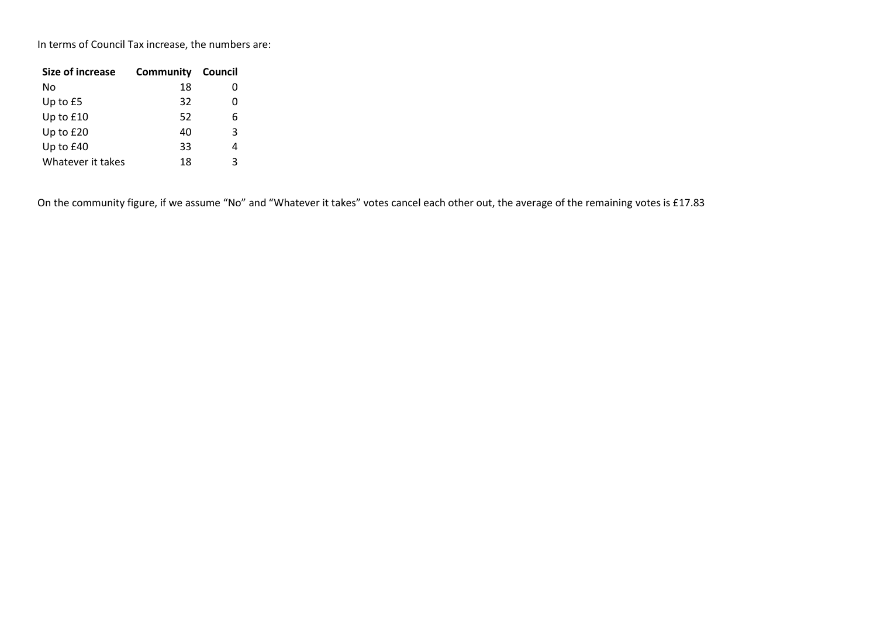In terms of Council Tax increase, the numbers are:

| Size of increase | Community | Council |
|---|---|---|
| No | 18 | 0 |
| Up to £5 | 32 | 0 |
| Up to £10 | 52 | 6 |
| Up to £20 | 40 | 3 |
| Up to £40 | 33 | 4 |
| Whatever it takes | 18 | 3 |

On the community figure, if we assume "No" and "Whatever it takes" votes cancel each other out, the average of the remaining votes is £17.83